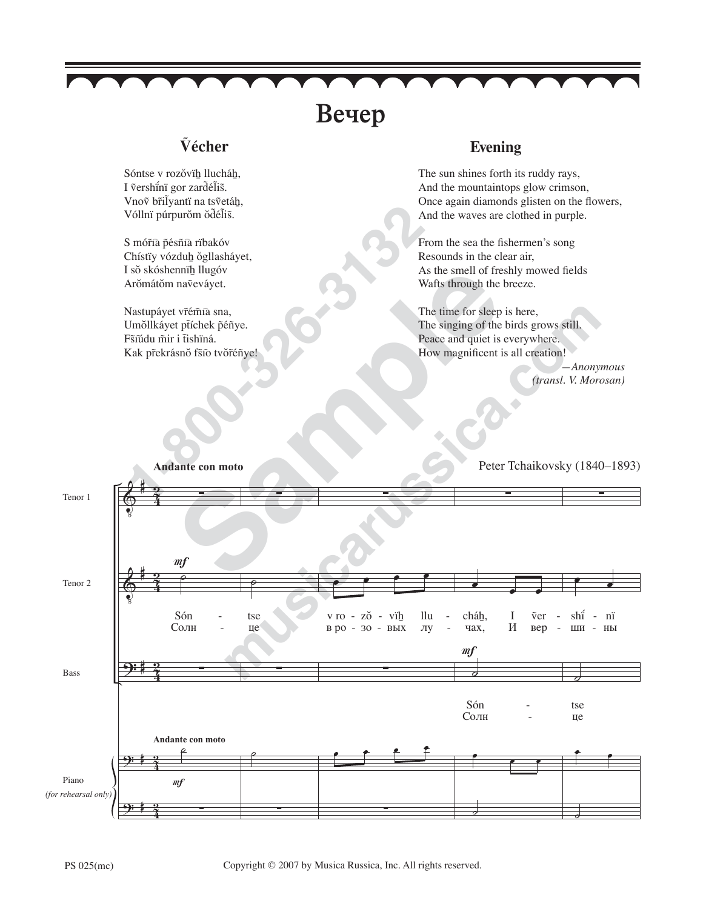# Вечер

## Ṽécher

Sóntse v rozǒvïẖ llucháẖ,
I ṽershí̃nï gor zarđéĩiš.
Vnoṽ bȓiĩyantï na tsṽetáẖ,
Vóllnï púrpurǒm ǒđéĩiš.

S mórĩa p̃ésñĩa rïbakóv
Chístïy vózduẖ ǒgllasháyet,
I sǒ skóshennïẖ llugóv
Arǒmátǒm naṽeváyet.

Nastupáyet ṽrémĩa sna,
Umǒllkáyet p̃íchek p̃éñye.
Fšĩúdu m̃ir i t̃ishiná.
Kak p̃rekrásnǒ fšĩo tvǒȓéñye!

## Evening

The sun shines forth its ruddy rays,
And the mountaintops glow crimson,
Once again diamonds glisten on the flowers,
And the waves are clothed in purple.

From the sea the fishermen's song
Resounds in the clear air,
As the smell of freshly mowed fields
Wafts through the breeze.

The time for sleep is here,
The singing of the birds grows still.
Peace and quiet is everywhere.
How magnificent is all creation!

*—Anonymous*
*(transl. V. Morosan)*

**Andante con moto**

Peter Tchaikovsky (1840–1893)

Tenor 1

Tenor 2: *mf* Són - tse v ro - zǒ - vïẖ llu - cháẖ, I ṽer - shí̃ - nï
Солн - це в ро - зо - вых лу - чах, И вер - ши - ны

Bass: *mf* Són - tse
Солн - це

Piano (for rehearsal only)

PS 025(mc)

Copyright © 2007 by Musica Russica, Inc. All rights reserved.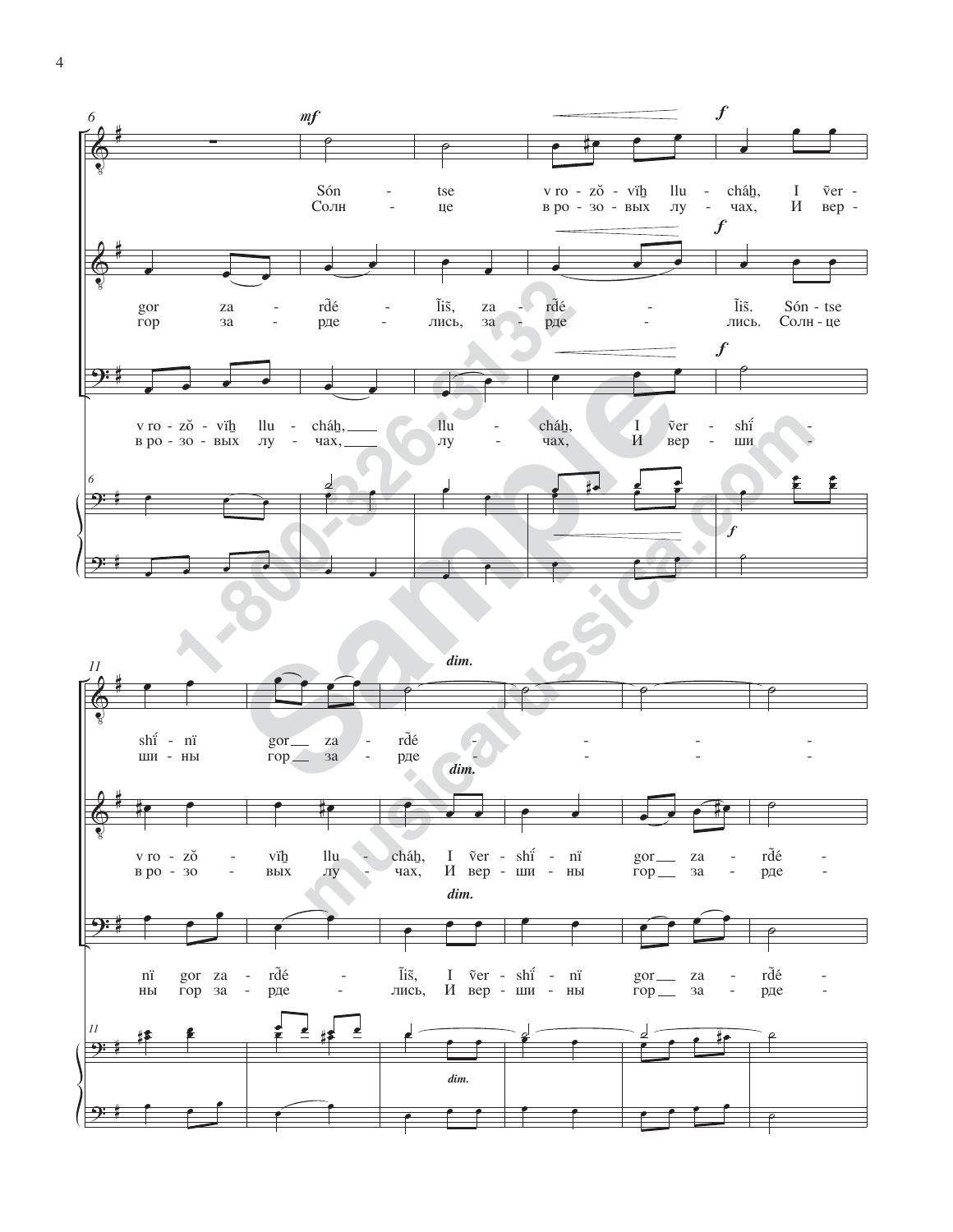Són - tse v ro - zǒ - vïḫ llu - cháḫ, I ṽer -
Солн - це в ро - зо - вых лу - чах, И вер -

gor za - rďé - ľiš, za - rďé - ľiš. Són - tse
гор за - рде - лись, за - рде - лись. Солн - це

v ro - zǒ - vïḫ llu - cháḫ, llu - cháḫ, I ṽer - shí -
в ро - зо - вых лу - чах, лу - чах, И вер - ши -

shí - nï gor za - rďé - - - -
ши - ны гор за - рде - - - -

v ro - zǒ - vïḫ llu - cháḫ, I ṽer - shí - nï gor za - rďé -
в ро - зо - вых лу - чах, И вер - ши - ны гор за - рде -

nï gor za - rďé - ľiš, I ṽer - shí - nï gor za - rďé -
ны гор за - рде - лись, И вер - ши - ны гор за - рде -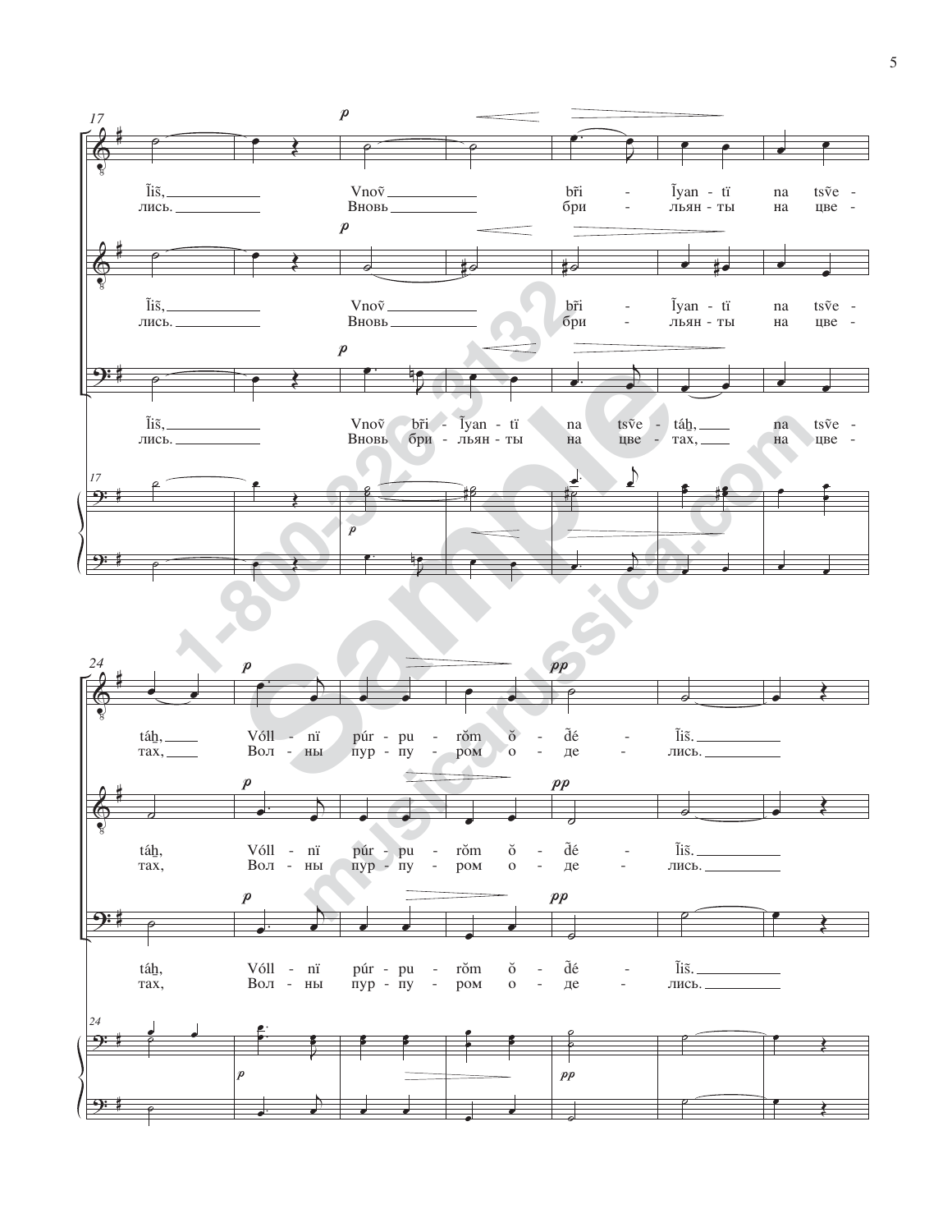17

Ĩiš, Vnoṽ bři - Ĩyan - tï na tsṽe -
лись. Вновь бри - льян - ты на цве -

Ĩiš, Vnoṽ bři - Ĩyan - tï na tsṽe -
лись. Вновь бри - льян - ты на цве -

Ĩiš, Vnoṽ bři - Ĩyan - tï na tsṽe - táẖ, na tsṽe -
лись. Вновь бри - льян - ты на цве - тах, на цве -

24

táẖ, Vóll - nï púr - pu - rŏm ŏ - d̃é - Ĩiš.
тах, Вол - ны пур - пу - ром о - де - лись.

táẖ, Vóll - nï púr - pu - rŏm ŏ - d̃é - Ĩiš.
тах, Вол - ны пур - пу - ром о - де - лись.

táẖ, Vóll - nï púr - pu - rŏm ŏ - d̃é - Ĩiš.
тах, Вол - ны пур - пу - ром о - де - лись.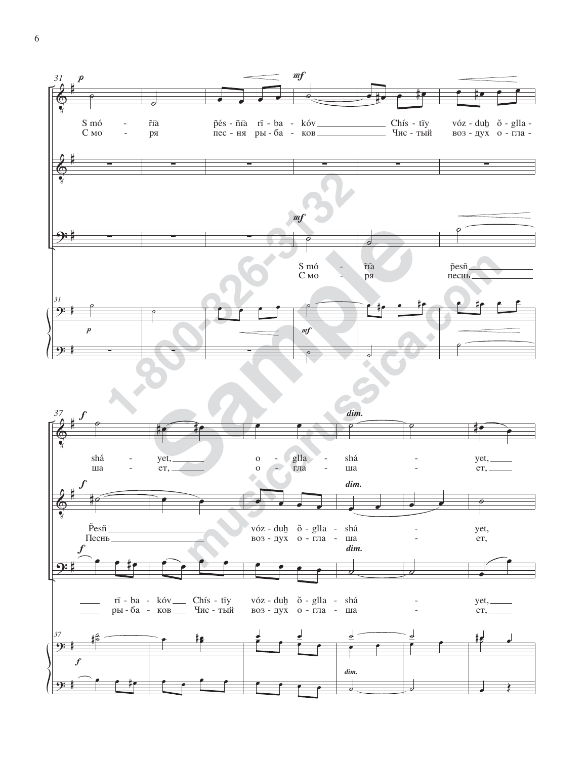31

*p* *mf*

S mó - r̃ĩa p̃és - ñĩa rï - ba - kóv Chís - tïy vóz - duḫ ŏ - glla -
С мо - ря пес - ня ры - ба - ков Чис - тый воз - дух о - гла -

*mf*

S mó - r̃ĩa p̃esñ
С мо - ря песнь

37

*f* *dim.*

shá - yet, o - glla - shá - yet,
ша - ет, о - гла - ша - ет,

*f* *dim.*

P̃esñ vóz - duḫ ŏ - glla - shá - yet,
Песнь воз - дух о - гла - ша - ет,

*f* *dim.*

rï - ba - kóv Chís - tïy vóz - duḫ ŏ - glla - shá - yet,
ры - ба - ков Чис - тый воз - дух о - гла - ша - ет,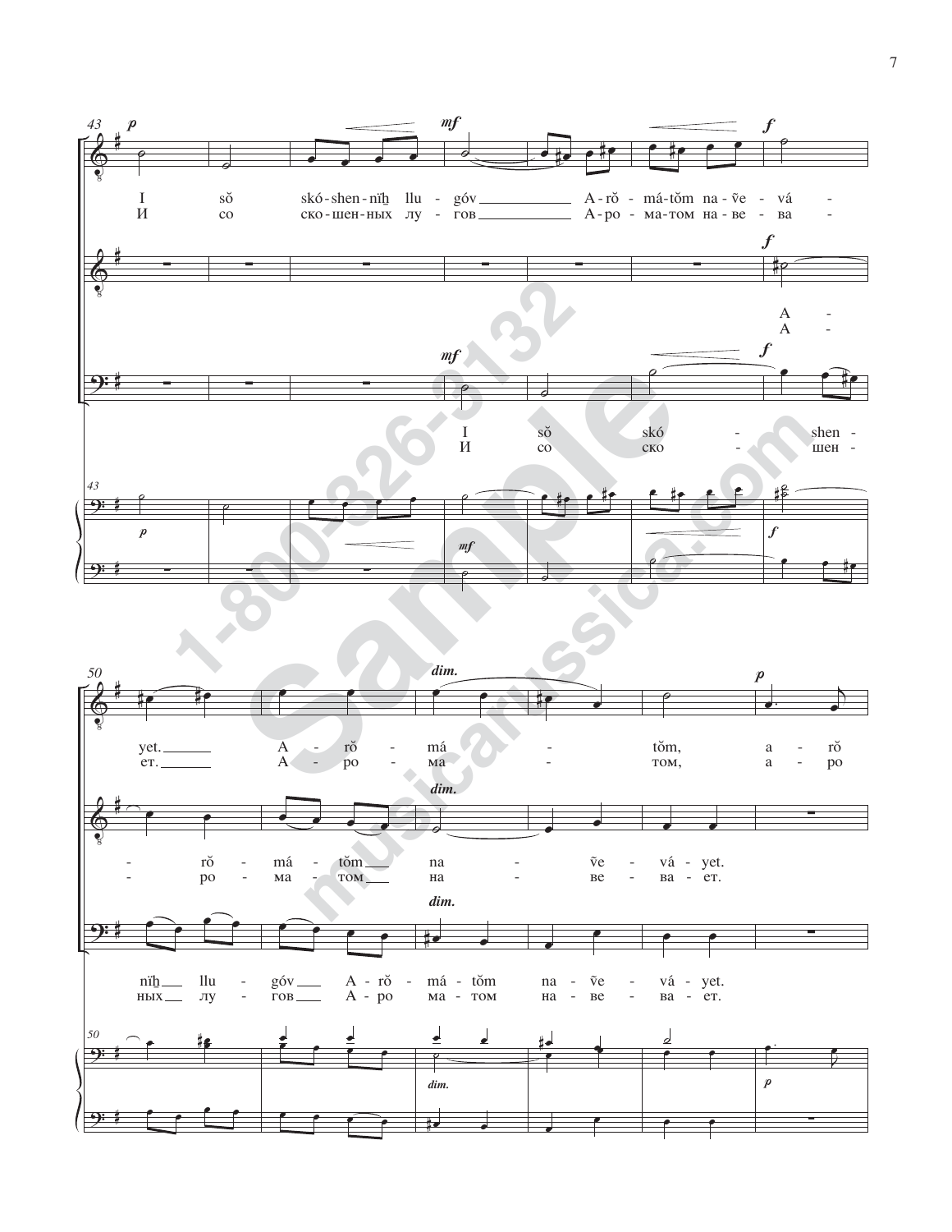I sŏ skó-shen-nĭh̠ llu - góv A-rŏ - má-tŏm na-ṽe - vá -
И со ско-шен-ных лу - гов А-ро - ма-том на-ве - ва -

A -
А -

I sŏ skó - shen -
И со ско - шен -

yet. A - rŏ - má - tŏm, a - rŏ
ет. А - ро - ма - том, а - ро

rŏ - má - tŏm na - ṽe - vá - yet.
ро - ма - том на - ве - ва - ет.

nĭh̠ llu - góv A - rŏ - má - tŏm na - ṽe - vá - yet.
ных лу - гов А - ро ма - том на - ве - ва - ет.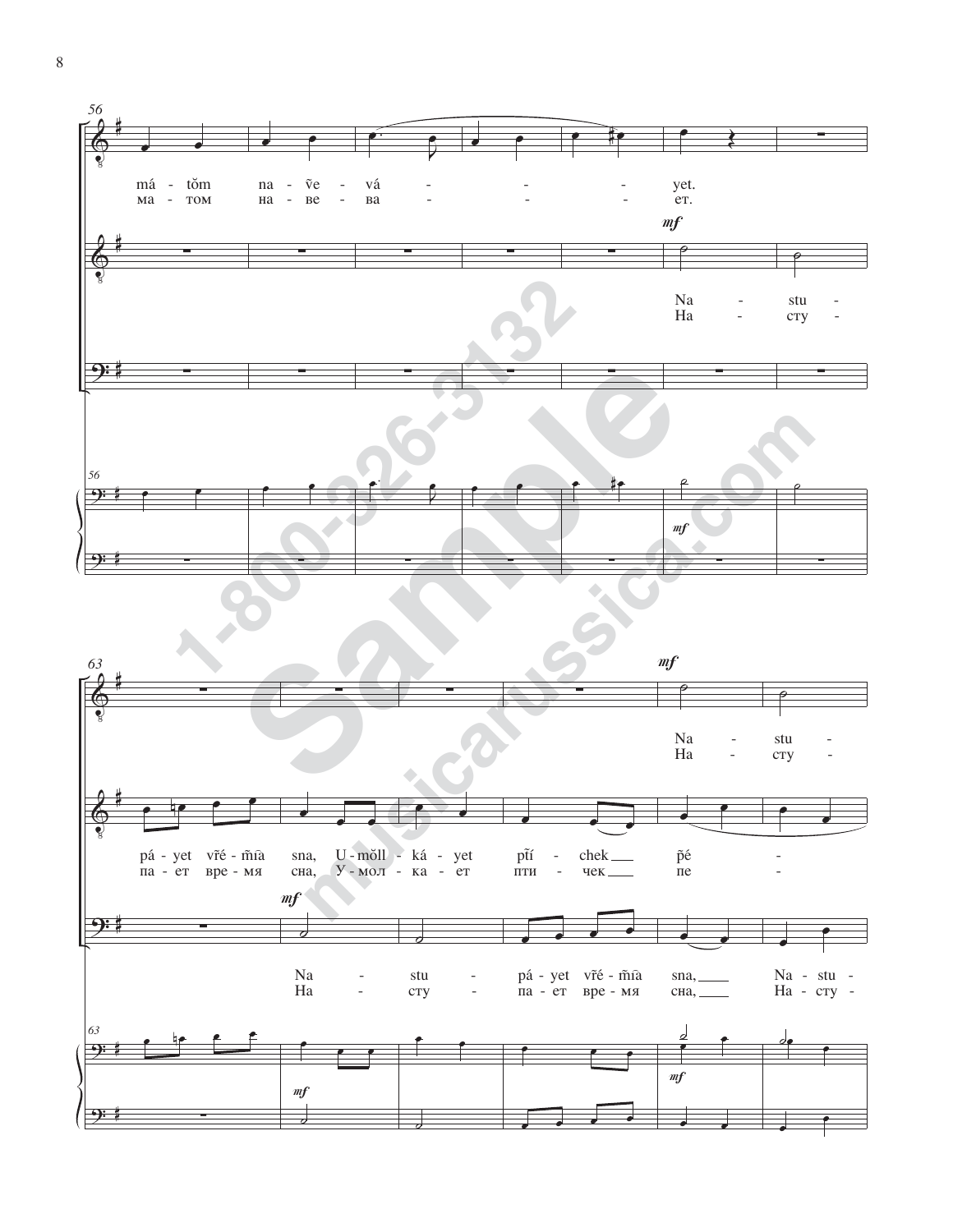56

má - tŏm na - ṽe - vá - - - yet.
ма - том на - ве - ва - - - ет.

*mf*

Na - stu -
На - сту -

63

*mf*

Na - stu -
На - сту -

pá - yet vřé - m̃ĭa sna, U - mŏll - ká - yet pĩí - chek ___ p̃é -
па - ет вре - мя сна, У - мол - ка - ет пти - чек ___ пе -

*mf*

Na - stu - pá - yet vřé - m̃ĭa sna, ____ Na - stu -
На - сту - па - ет вре - мя сна, ____ На - сту -